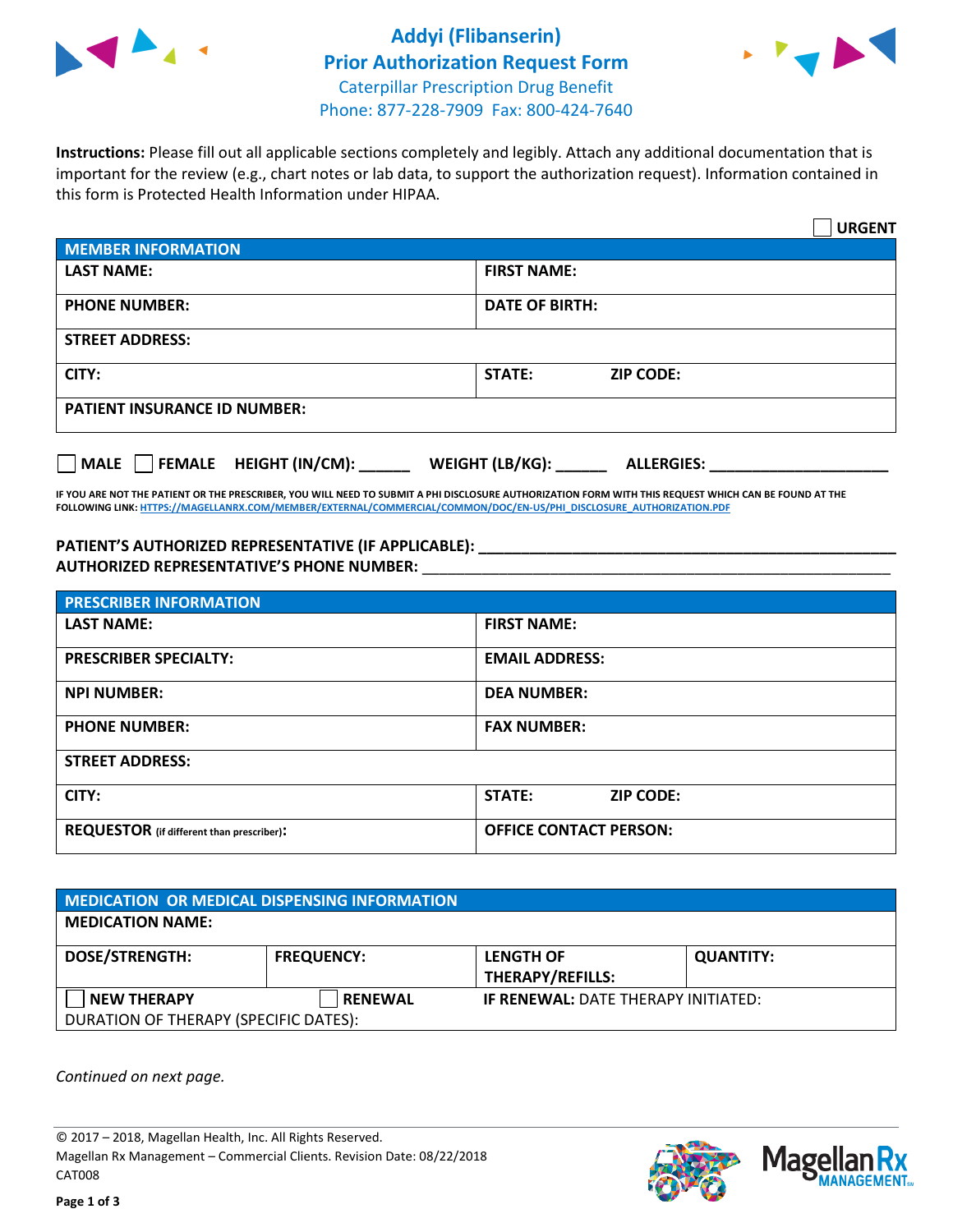# Addyi (Flibanserin)
## Prior Authorization Request Form
Caterpillar Prescription Drug Benefit
Phone: 877-228-7909 Fax: 800-424-7640

**Instructions:** Please fill out all applicable sections completely and legibly. Attach any additional documentation that is important for the review (e.g., chart notes or lab data, to support the authorization request). Information contained in this form is Protected Health Information under HIPAA.

☐ **URGENT**

| MEMBER INFORMATION | |
|---|---|
| **LAST NAME:** | **FIRST NAME:** |
| **PHONE NUMBER:** | **DATE OF BIRTH:** |
| **STREET ADDRESS:** | |
| **CITY:** | **STATE:** **ZIP CODE:** |
| **PATIENT INSURANCE ID NUMBER:** | |

☐ **MALE** ☐ **FEMALE** **HEIGHT (IN/CM):** ______ **WEIGHT (LB/KG):** ______ **ALLERGIES:** ____________________

**IF YOU ARE NOT THE PATIENT OR THE PRESCRIBER, YOU WILL NEED TO SUBMIT A PHI DISCLOSURE AUTHORIZATION FORM WITH THIS REQUEST WHICH CAN BE FOUND AT THE FOLLOWING LINK: HTTPS://MAGELLANRX.COM/MEMBER/EXTERNAL/COMMERCIAL/COMMON/DOC/EN-US/PHI_DISCLOSURE_AUTHORIZATION.PDF**

**PATIENT'S AUTHORIZED REPRESENTATIVE (IF APPLICABLE):** ____________________________________________
**AUTHORIZED REPRESENTATIVE'S PHONE NUMBER:** ____________________________________________

| PRESCRIBER INFORMATION | |
|---|---|
| **LAST NAME:** | **FIRST NAME:** |
| **PRESCRIBER SPECIALTY:** | **EMAIL ADDRESS:** |
| **NPI NUMBER:** | **DEA NUMBER:** |
| **PHONE NUMBER:** | **FAX NUMBER:** |
| **STREET ADDRESS:** | |
| **CITY:** | **STATE:** **ZIP CODE:** |
| **REQUESTOR** (if different than prescriber)**:** | **OFFICE CONTACT PERSON:** |

| MEDICATION OR MEDICAL DISPENSING INFORMATION | | | |
|---|---|---|---|
| **MEDICATION NAME:** | | | |
| **DOSE/STRENGTH:** | **FREQUENCY:** | **LENGTH OF THERAPY/REFILLS:** | **QUANTITY:** |
| ☐ **NEW THERAPY** | ☐ **RENEWAL** | **IF RENEWAL:** DATE THERAPY INITIATED: | |
| DURATION OF THERAPY (SPECIFIC DATES): | | | |

*Continued on next page.*

© 2017 – 2018, Magellan Health, Inc. All Rights Reserved.
Magellan Rx Management – Commercial Clients. Revision Date: 08/22/2018
CAT008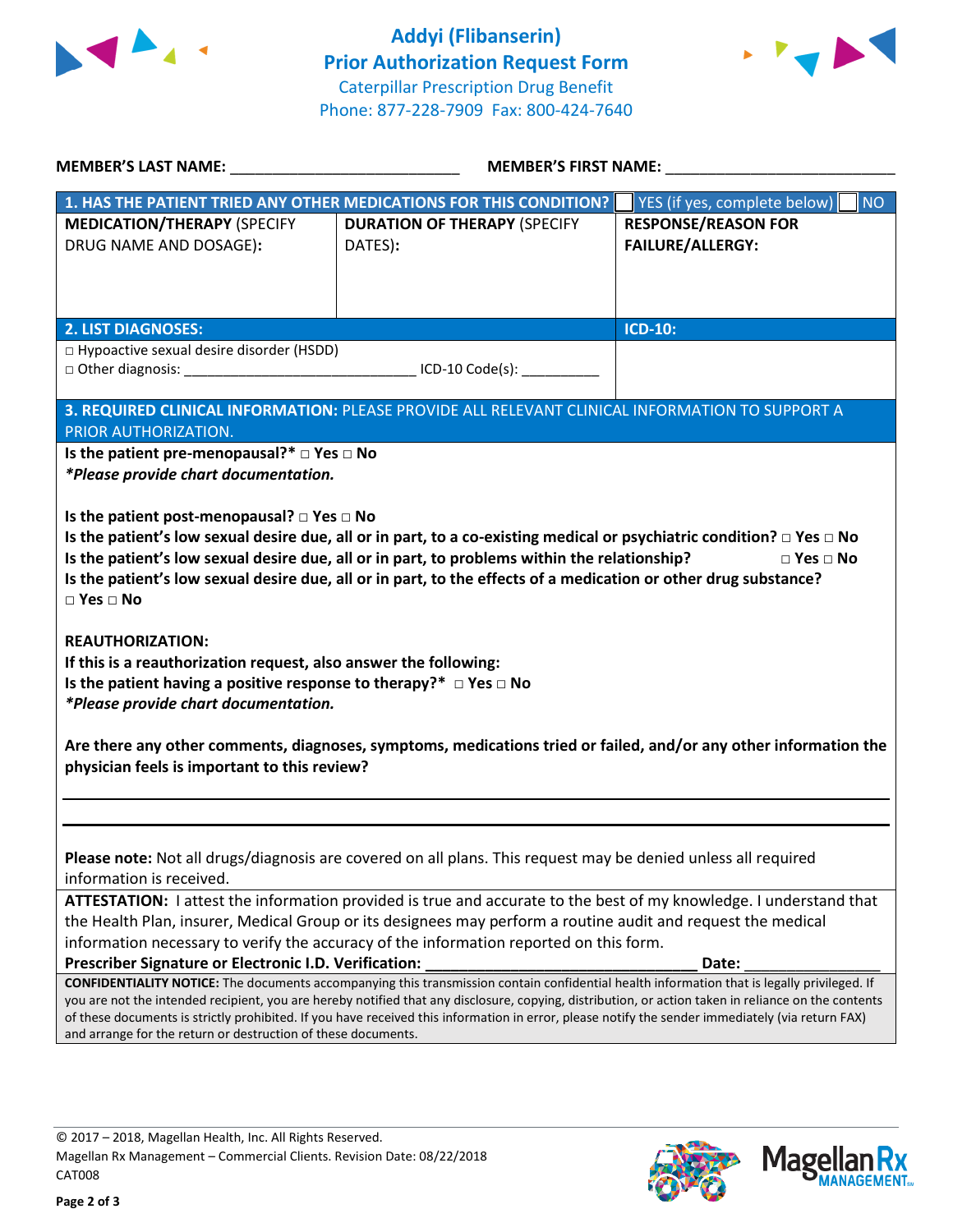# Addyi (Flibanserin) Prior Authorization Request Form

Caterpillar Prescription Drug Benefit
Phone: 877-228-7909 Fax: 800-424-7640

**MEMBER'S LAST NAME:** ___________________________ **MEMBER'S FIRST NAME:** ___________________________

| **1. HAS THE PATIENT TRIED ANY OTHER MEDICATIONS FOR THIS CONDITION?** | | ☐ YES (if yes, complete below) ☐ NO |
|---|---|---|
| **MEDICATION/THERAPY** (SPECIFY DRUG NAME AND DOSAGE): | **DURATION OF THERAPY** (SPECIFY DATES): | **RESPONSE/REASON FOR FAILURE/ALLERGY:** |
| | | |

| **2. LIST DIAGNOSES:** | **ICD-10:** |
|---|---|
| □ Hypoactive sexual desire disorder (HSDD)<br>□ Other diagnosis: ______________________________ ICD-10 Code(s): __________ | |

**3. REQUIRED CLINICAL INFORMATION:** PLEASE PROVIDE ALL RELEVANT CLINICAL INFORMATION TO SUPPORT A PRIOR AUTHORIZATION.

**Is the patient pre-menopausal?\* □ Yes □ No**
***\*Please provide chart documentation.***

**Is the patient post-menopausal? □ Yes □ No**
**Is the patient's low sexual desire due, all or in part, to a co-existing medical or psychiatric condition? □ Yes □ No**
**Is the patient's low sexual desire due, all or in part, to problems within the relationship? □ Yes □ No**
**Is the patient's low sexual desire due, all or in part, to the effects of a medication or other drug substance? □ Yes □ No**

**REAUTHORIZATION:**
**If this is a reauthorization request, also answer the following:**
**Is the patient having a positive response to therapy?\* □ Yes □ No**
***\*Please provide chart documentation.***

**Are there any other comments, diagnoses, symptoms, medications tried or failed, and/or any other information the physician feels is important to this review?**

______________________________________________________________________________

______________________________________________________________________________

**Please note:** Not all drugs/diagnosis are covered on all plans. This request may be denied unless all required information is received.

**ATTESTATION:** I attest the information provided is true and accurate to the best of my knowledge. I understand that the Health Plan, insurer, Medical Group or its designees may perform a routine audit and request the medical information necessary to verify the accuracy of the information reported on this form.

**Prescriber Signature or Electronic I.D. Verification:** ________________________________ **Date:** ________________

**CONFIDENTIALITY NOTICE:** The documents accompanying this transmission contain confidential health information that is legally privileged. If you are not the intended recipient, you are hereby notified that any disclosure, copying, distribution, or action taken in reliance on the contents of these documents is strictly prohibited. If you have received this information in error, please notify the sender immediately (via return FAX) and arrange for the return or destruction of these documents.

© 2017 – 2018, Magellan Health, Inc. All Rights Reserved.
Magellan Rx Management – Commercial Clients. Revision Date: 08/22/2018
CAT008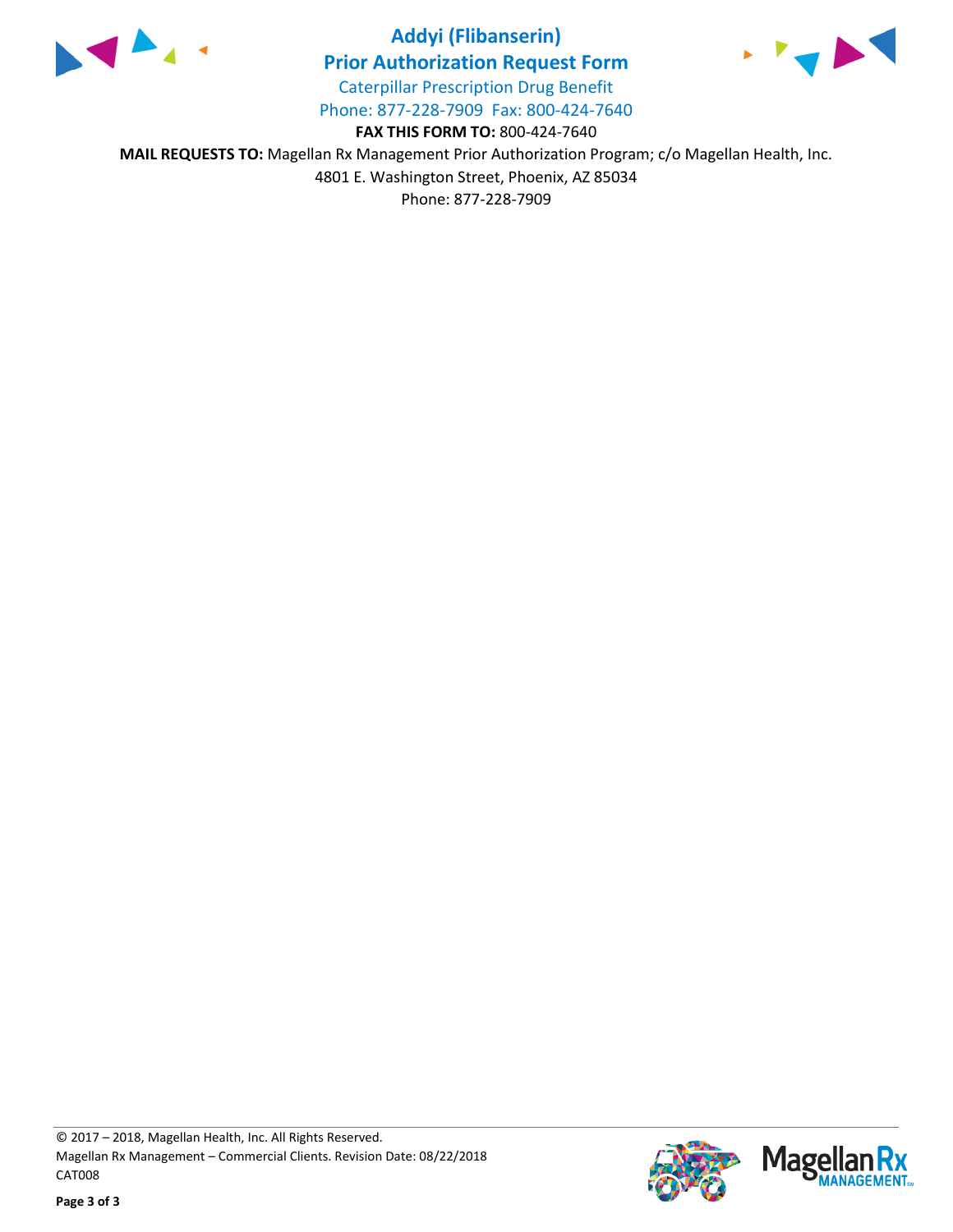# Addyi (Flibanserin)
# Prior Authorization Request Form

Caterpillar Prescription Drug Benefit

Phone: 877-228-7909 Fax: 800-424-7640

**FAX THIS FORM TO:** 800-424-7640

**MAIL REQUESTS TO:** Magellan Rx Management Prior Authorization Program; c/o Magellan Health, Inc.

4801 E. Washington Street, Phoenix, AZ 85034

Phone: 877-228-7909

© 2017 – 2018, Magellan Health, Inc. All Rights Reserved.

Magellan Rx Management – Commercial Clients. Revision Date: 08/22/2018

CAT008